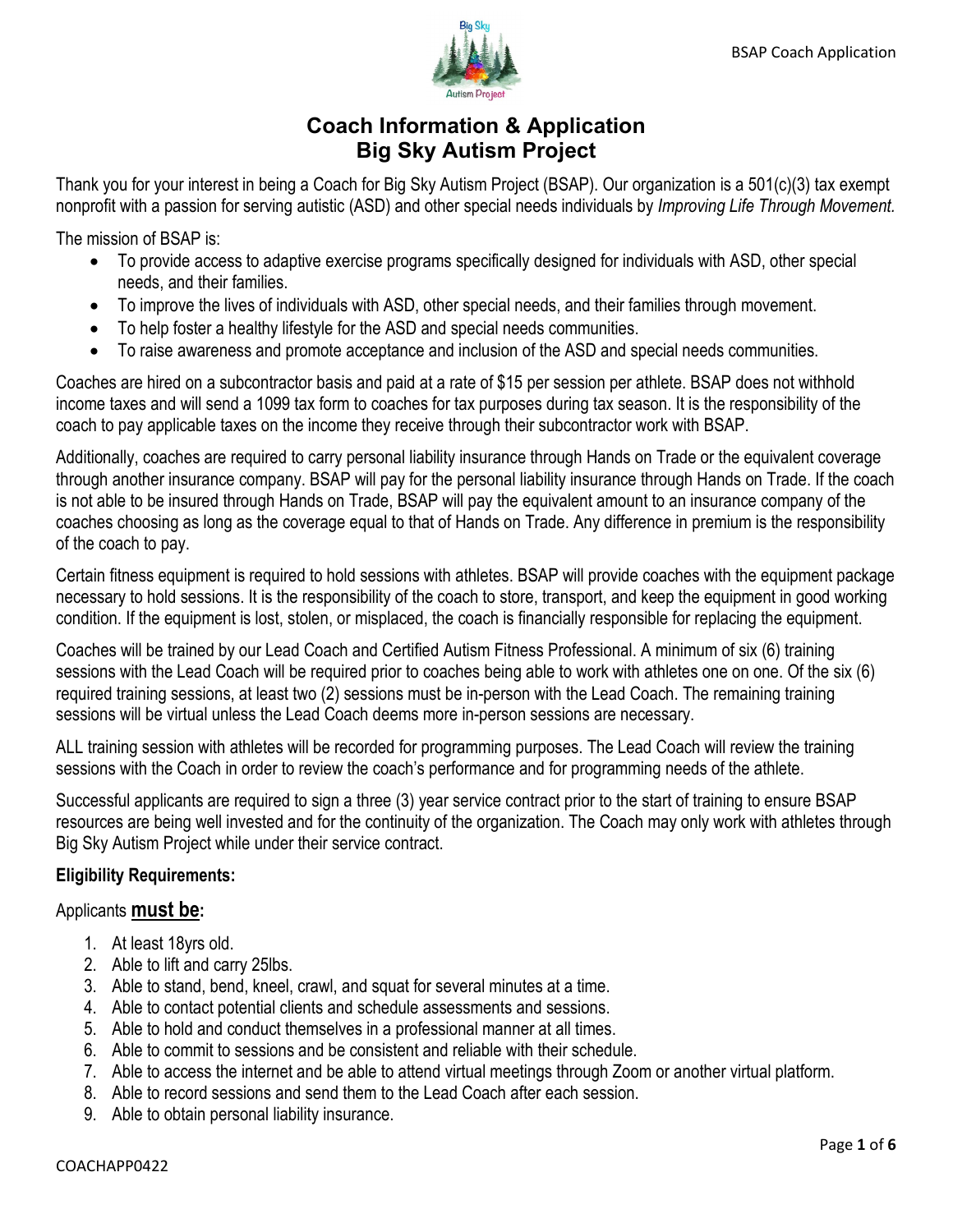# Coach Information & Application
# Big Sky Autism Project

Thank you for your interest in being a Coach for Big Sky Autism Project (BSAP). Our organization is a 501(c)(3) tax exempt nonprofit with a passion for serving autistic (ASD) and other special needs individuals by *Improving Life Through Movement.*

The mission of BSAP is:

- To provide access to adaptive exercise programs specifically designed for individuals with ASD, other special needs, and their families.
- To improve the lives of individuals with ASD, other special needs, and their families through movement.
- To help foster a healthy lifestyle for the ASD and special needs communities.
- To raise awareness and promote acceptance and inclusion of the ASD and special needs communities.

Coaches are hired on a subcontractor basis and paid at a rate of $15 per session per athlete. BSAP does not withhold income taxes and will send a 1099 tax form to coaches for tax purposes during tax season. It is the responsibility of the coach to pay applicable taxes on the income they receive through their subcontractor work with BSAP.

Additionally, coaches are required to carry personal liability insurance through Hands on Trade or the equivalent coverage through another insurance company. BSAP will pay for the personal liability insurance through Hands on Trade. If the coach is not able to be insured through Hands on Trade, BSAP will pay the equivalent amount to an insurance company of the coaches choosing as long as the coverage equal to that of Hands on Trade. Any difference in premium is the responsibility of the coach to pay.

Certain fitness equipment is required to hold sessions with athletes. BSAP will provide coaches with the equipment package necessary to hold sessions. It is the responsibility of the coach to store, transport, and keep the equipment in good working condition. If the equipment is lost, stolen, or misplaced, the coach is financially responsible for replacing the equipment.

Coaches will be trained by our Lead Coach and Certified Autism Fitness Professional. A minimum of six (6) training sessions with the Lead Coach will be required prior to coaches being able to work with athletes one on one. Of the six (6) required training sessions, at least two (2) sessions must be in-person with the Lead Coach. The remaining training sessions will be virtual unless the Lead Coach deems more in-person sessions are necessary.

ALL training session with athletes will be recorded for programming purposes. The Lead Coach will review the training sessions with the Coach in order to review the coach's performance and for programming needs of the athlete.

Successful applicants are required to sign a three (3) year service contract prior to the start of training to ensure BSAP resources are being well invested and for the continuity of the organization. The Coach may only work with athletes through Big Sky Autism Project while under their service contract.

**Eligibility Requirements:**

Applicants **must be**:

1. At least 18yrs old.
2. Able to lift and carry 25lbs.
3. Able to stand, bend, kneel, crawl, and squat for several minutes at a time.
4. Able to contact potential clients and schedule assessments and sessions.
5. Able to hold and conduct themselves in a professional manner at all times.
6. Able to commit to sessions and be consistent and reliable with their schedule.
7. Able to access the internet and be able to attend virtual meetings through Zoom or another virtual platform.
8. Able to record sessions and send them to the Lead Coach after each session.
9. Able to obtain personal liability insurance.

COACHAPP0422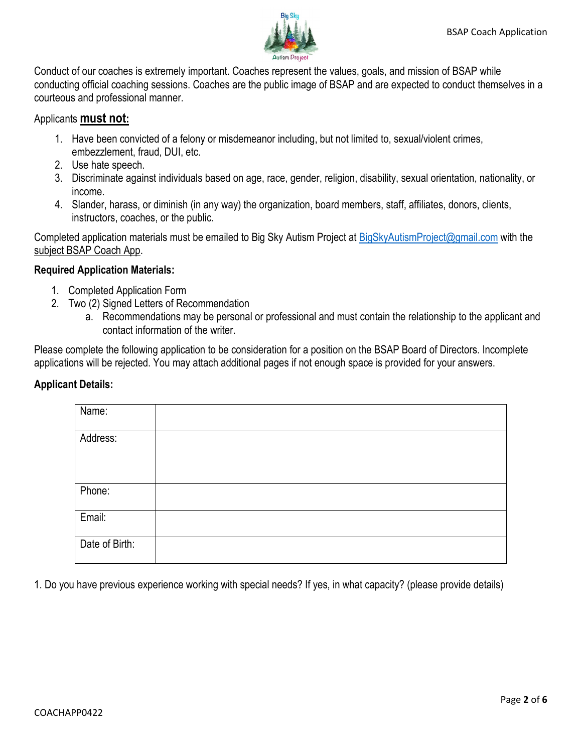Conduct of our coaches is extremely important. Coaches represent the values, goals, and mission of BSAP while conducting official coaching sessions. Coaches are the public image of BSAP and are expected to conduct themselves in a courteous and professional manner.

Applicants **must not:**

1. Have been convicted of a felony or misdemeanor including, but not limited to, sexual/violent crimes, embezzlement, fraud, DUI, etc.
2. Use hate speech.
3. Discriminate against individuals based on age, race, gender, religion, disability, sexual orientation, nationality, or income.
4. Slander, harass, or diminish (in any way) the organization, board members, staff, affiliates, donors, clients, instructors, coaches, or the public.

Completed application materials must be emailed to Big Sky Autism Project at BigSkyAutismProject@gmail.com with the subject BSAP Coach App.

**Required Application Materials:**

1. Completed Application Form
2. Two (2) Signed Letters of Recommendation
   a. Recommendations may be personal or professional and must contain the relationship to the applicant and contact information of the writer.

Please complete the following application to be consideration for a position on the BSAP Board of Directors. Incomplete applications will be rejected. You may attach additional pages if not enough space is provided for your answers.

**Applicant Details:**

| | |
|---|---|
| Name: | |
| Address: | |
| Phone: | |
| Email: | |
| Date of Birth: | |

1. Do you have previous experience working with special needs? If yes, in what capacity? (please provide details)

COACHAPP0422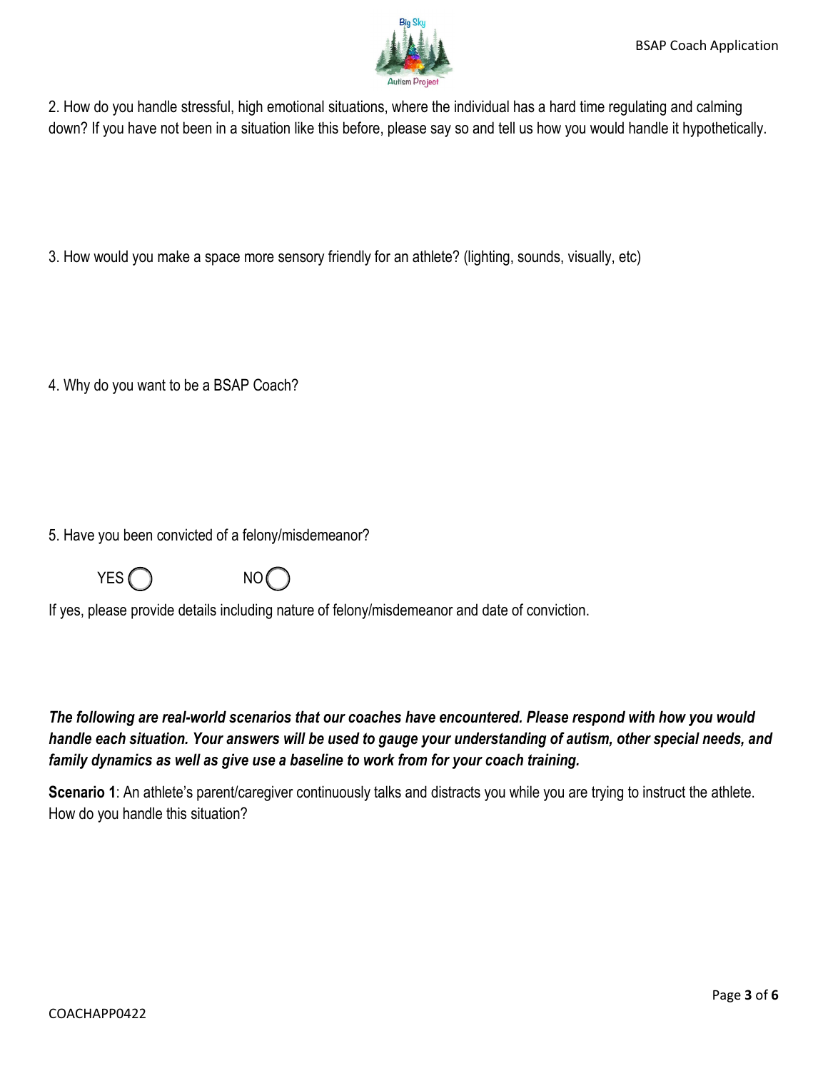2. How do you handle stressful, high emotional situations, where the individual has a hard time regulating and calming down? If you have not been in a situation like this before, please say so and tell us how you would handle it hypothetically.

3. How would you make a space more sensory friendly for an athlete? (lighting, sounds, visually, etc)

4. Why do you want to be a BSAP Coach?

5. Have you been convicted of a felony/misdemeanor?

YES ◯ NO ◯

If yes, please provide details including nature of felony/misdemeanor and date of conviction.

***The following are real-world scenarios that our coaches have encountered. Please respond with how you would handle each situation. Your answers will be used to gauge your understanding of autism, other special needs, and family dynamics as well as give use a baseline to work from for your coach training.***

**Scenario 1**: An athlete's parent/caregiver continuously talks and distracts you while you are trying to instruct the athlete. How do you handle this situation?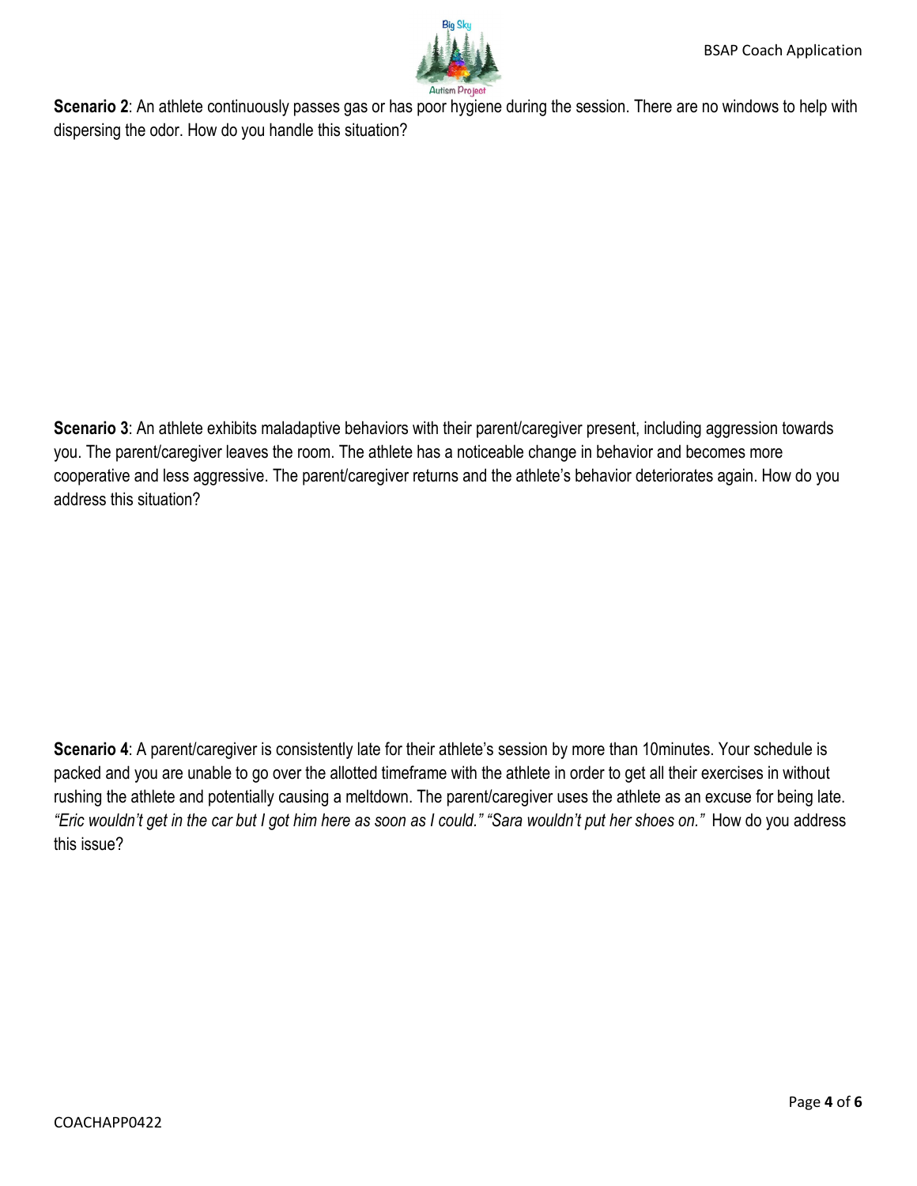**Scenario 2**: An athlete continuously passes gas or has poor hygiene during the session. There are no windows to help with dispersing the odor. How do you handle this situation?

**Scenario 3**: An athlete exhibits maladaptive behaviors with their parent/caregiver present, including aggression towards you. The parent/caregiver leaves the room. The athlete has a noticeable change in behavior and becomes more cooperative and less aggressive. The parent/caregiver returns and the athlete's behavior deteriorates again. How do you address this situation?

**Scenario 4**: A parent/caregiver is consistently late for their athlete's session by more than 10minutes. Your schedule is packed and you are unable to go over the allotted timeframe with the athlete in order to get all their exercises in without rushing the athlete and potentially causing a meltdown. The parent/caregiver uses the athlete as an excuse for being late. *"Eric wouldn't get in the car but I got him here as soon as I could." "Sara wouldn't put her shoes on."* How do you address this issue?

COACHAPP0422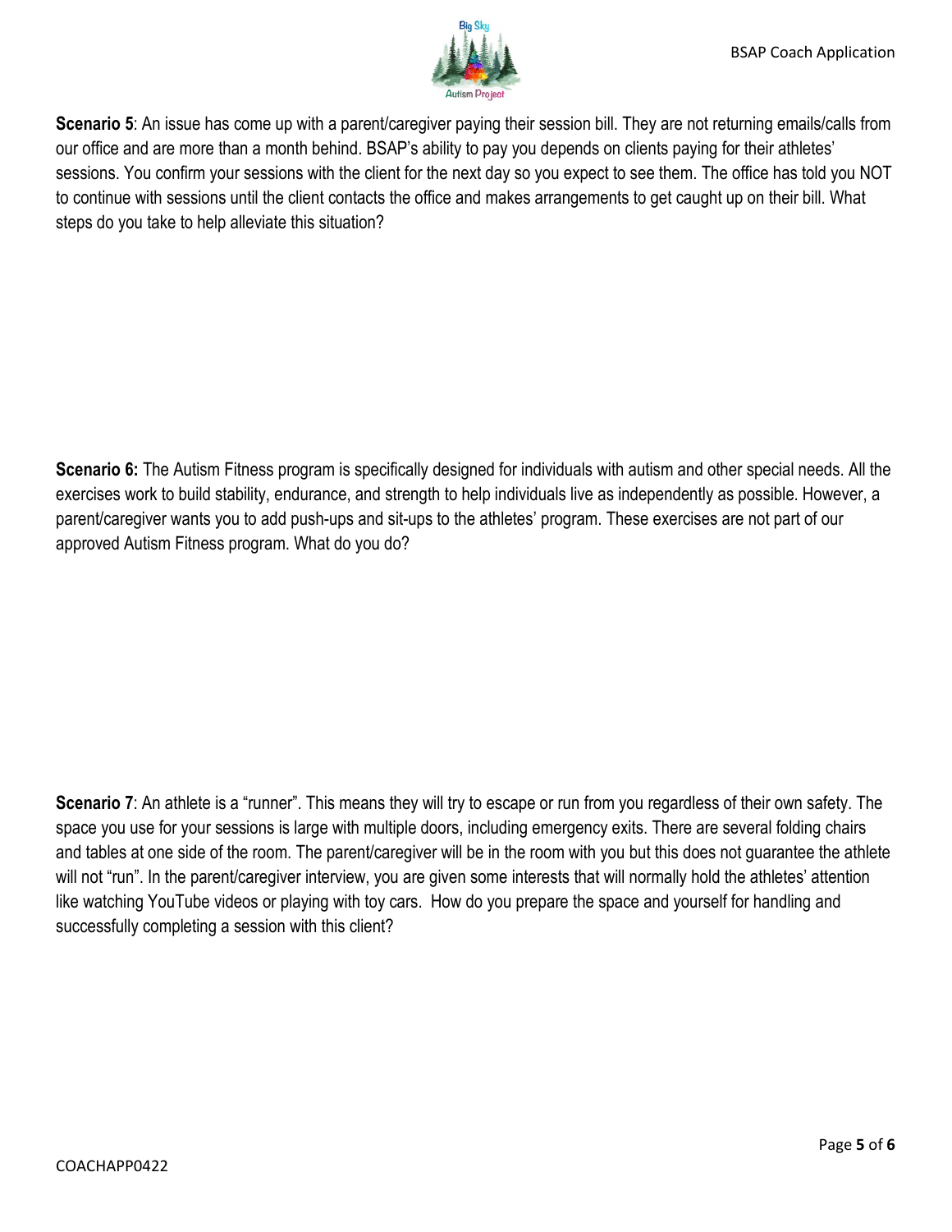**Scenario 5**: An issue has come up with a parent/caregiver paying their session bill. They are not returning emails/calls from our office and are more than a month behind. BSAP's ability to pay you depends on clients paying for their athletes' sessions. You confirm your sessions with the client for the next day so you expect to see them. The office has told you NOT to continue with sessions until the client contacts the office and makes arrangements to get caught up on their bill. What steps do you take to help alleviate this situation?

**Scenario 6:** The Autism Fitness program is specifically designed for individuals with autism and other special needs. All the exercises work to build stability, endurance, and strength to help individuals live as independently as possible. However, a parent/caregiver wants you to add push-ups and sit-ups to the athletes' program. These exercises are not part of our approved Autism Fitness program. What do you do?

**Scenario 7**: An athlete is a "runner". This means they will try to escape or run from you regardless of their own safety. The space you use for your sessions is large with multiple doors, including emergency exits. There are several folding chairs and tables at one side of the room. The parent/caregiver will be in the room with you but this does not guarantee the athlete will not "run". In the parent/caregiver interview, you are given some interests that will normally hold the athletes' attention like watching YouTube videos or playing with toy cars. How do you prepare the space and yourself for handling and successfully completing a session with this client?

COACHAPP0422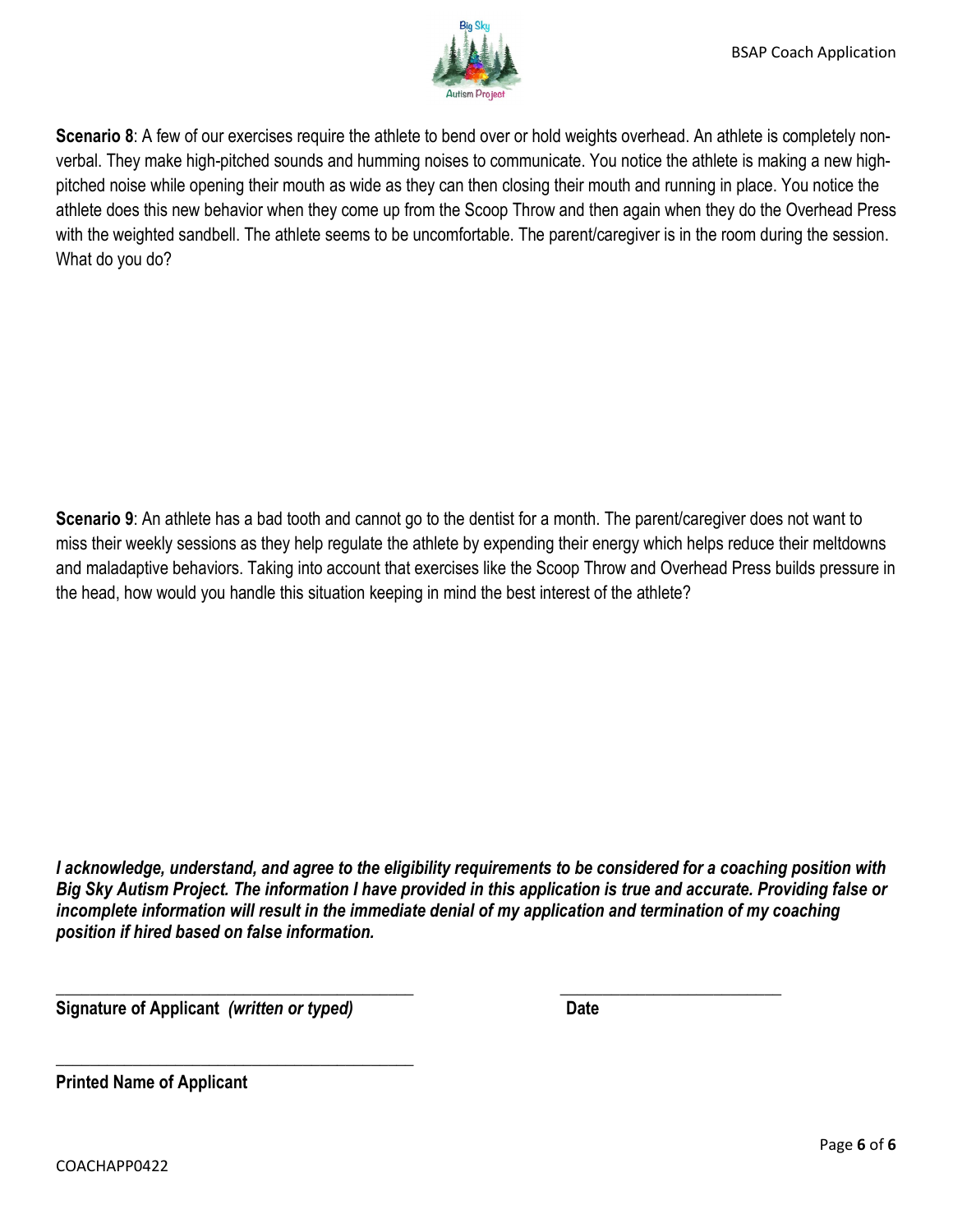**Scenario 8**: A few of our exercises require the athlete to bend over or hold weights overhead. An athlete is completely non-verbal. They make high-pitched sounds and humming noises to communicate. You notice the athlete is making a new high-pitched noise while opening their mouth as wide as they can then closing their mouth and running in place. You notice the athlete does this new behavior when they come up from the Scoop Throw and then again when they do the Overhead Press with the weighted sandbell. The athlete seems to be uncomfortable. The parent/caregiver is in the room during the session. What do you do?

**Scenario 9**: An athlete has a bad tooth and cannot go to the dentist for a month. The parent/caregiver does not want to miss their weekly sessions as they help regulate the athlete by expending their energy which helps reduce their meltdowns and maladaptive behaviors. Taking into account that exercises like the Scoop Throw and Overhead Press builds pressure in the head, how would you handle this situation keeping in mind the best interest of the athlete?

***I acknowledge, understand, and agree to the eligibility requirements to be considered for a coaching position with Big Sky Autism Project. The information I have provided in this application is true and accurate. Providing false or incomplete information will result in the immediate denial of my application and termination of my coaching position if hired based on false information.***

\_\_\_\_\_\_\_\_\_\_\_\_\_\_\_\_\_\_\_\_\_\_\_\_\_\_\_\_\_\_\_\_\_\_\_\_\_\_\_\_ \_\_\_\_\_\_\_\_\_\_\_\_\_\_\_\_\_\_\_\_\_\_\_\_\_

**Signature of Applicant** ***(written or typed)*** **Date**

\_\_\_\_\_\_\_\_\_\_\_\_\_\_\_\_\_\_\_\_\_\_\_\_\_\_\_\_\_\_\_\_\_\_\_\_\_\_\_\_

**Printed Name of Applicant**

COACHAPP0422